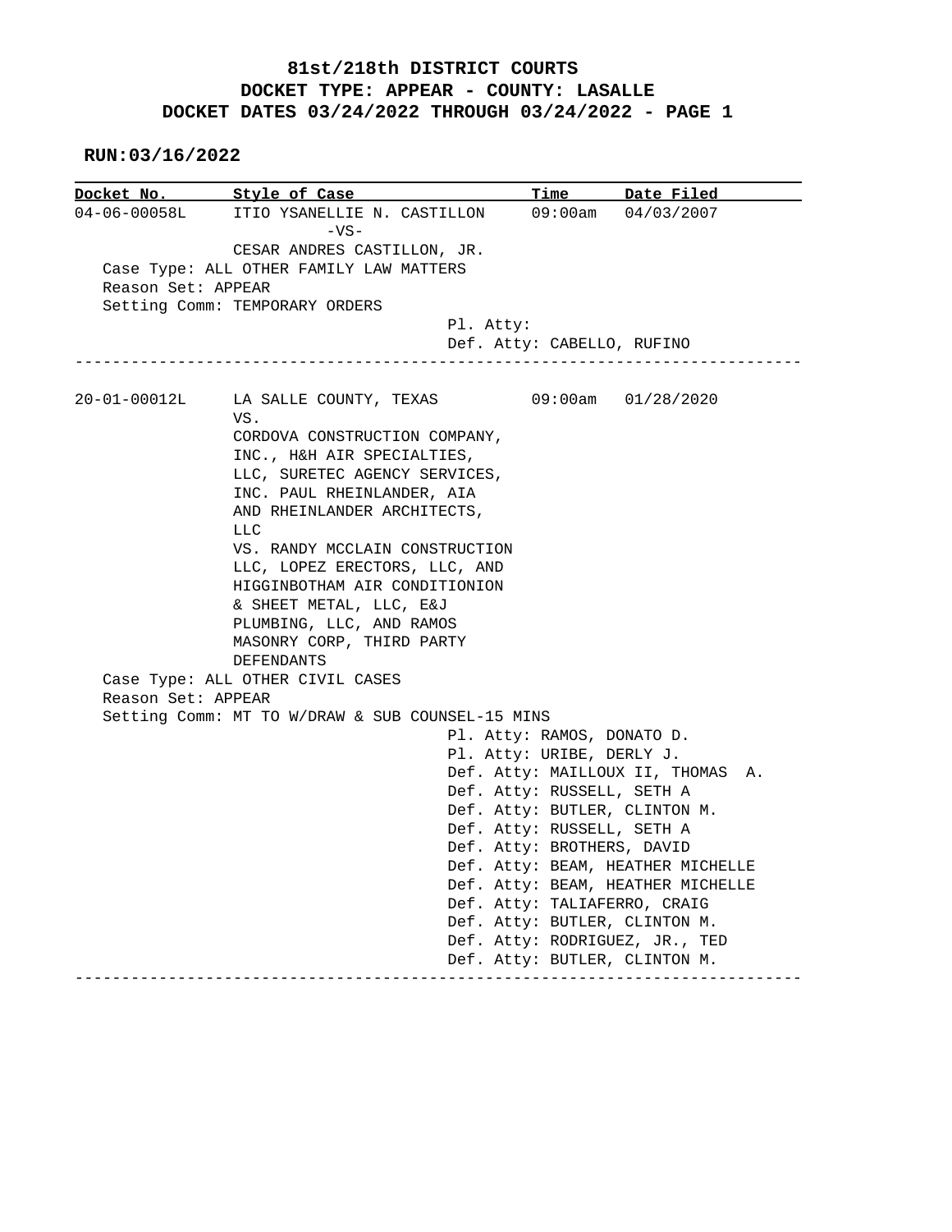# 81st/218th DISTRICT COURTS
## DOCKET TYPE: APPEAR - COUNTY: LASALLE
## DOCKET DATES 03/24/2022 THROUGH 03/24/2022 - PAGE 1

**RUN:03/16/2022**

| Docket No. | Style of Case | Time | Date Filed |
|---|---|---|---|
| 04-06-00058L | ITIO YSANELLIE N. CASTILLON -VS- CESAR ANDRES CASTILLON, JR. | 09:00am | 04/03/2007 |

Case Type: ALL OTHER FAMILY LAW MATTERS
Reason Set: APPEAR
Setting Comm: TEMPORARY ORDERS

Pl. Atty:
Def. Atty: CABELLO, RUFINO

---

| Docket No. | Style of Case | Time | Date Filed |
|---|---|---|---|
| 20-01-00012L | LA SALLE COUNTY, TEXAS VS. CORDOVA CONSTRUCTION COMPANY, INC., H&H AIR SPECIALTIES, LLC, SURETEC AGENCY SERVICES, INC. PAUL RHEINLANDER, AIA AND RHEINLANDER ARCHITECTS, LLC VS. RANDY MCCLAIN CONSTRUCTION LLC, LOPEZ ERECTORS, LLC, AND HIGGINBOTHAM AIR CONDITIONION & SHEET METAL, LLC, E&J PLUMBING, LLC, AND RAMOS MASONRY CORP, THIRD PARTY DEFENDANTS | 09:00am | 01/28/2020 |

Case Type: ALL OTHER CIVIL CASES
Reason Set: APPEAR
Setting Comm: MT TO W/DRAW & SUB COUNSEL-15 MINS

Pl. Atty: RAMOS, DONATO D.
Pl. Atty: URIBE, DERLY J.
Def. Atty: MAILLOUX II, THOMAS A.
Def. Atty: RUSSELL, SETH A
Def. Atty: BUTLER, CLINTON M.
Def. Atty: RUSSELL, SETH A
Def. Atty: BROTHERS, DAVID
Def. Atty: BEAM, HEATHER MICHELLE
Def. Atty: BEAM, HEATHER MICHELLE
Def. Atty: TALIAFERRO, CRAIG
Def. Atty: BUTLER, CLINTON M.
Def. Atty: RODRIGUEZ, JR., TED
Def. Atty: BUTLER, CLINTON M.

---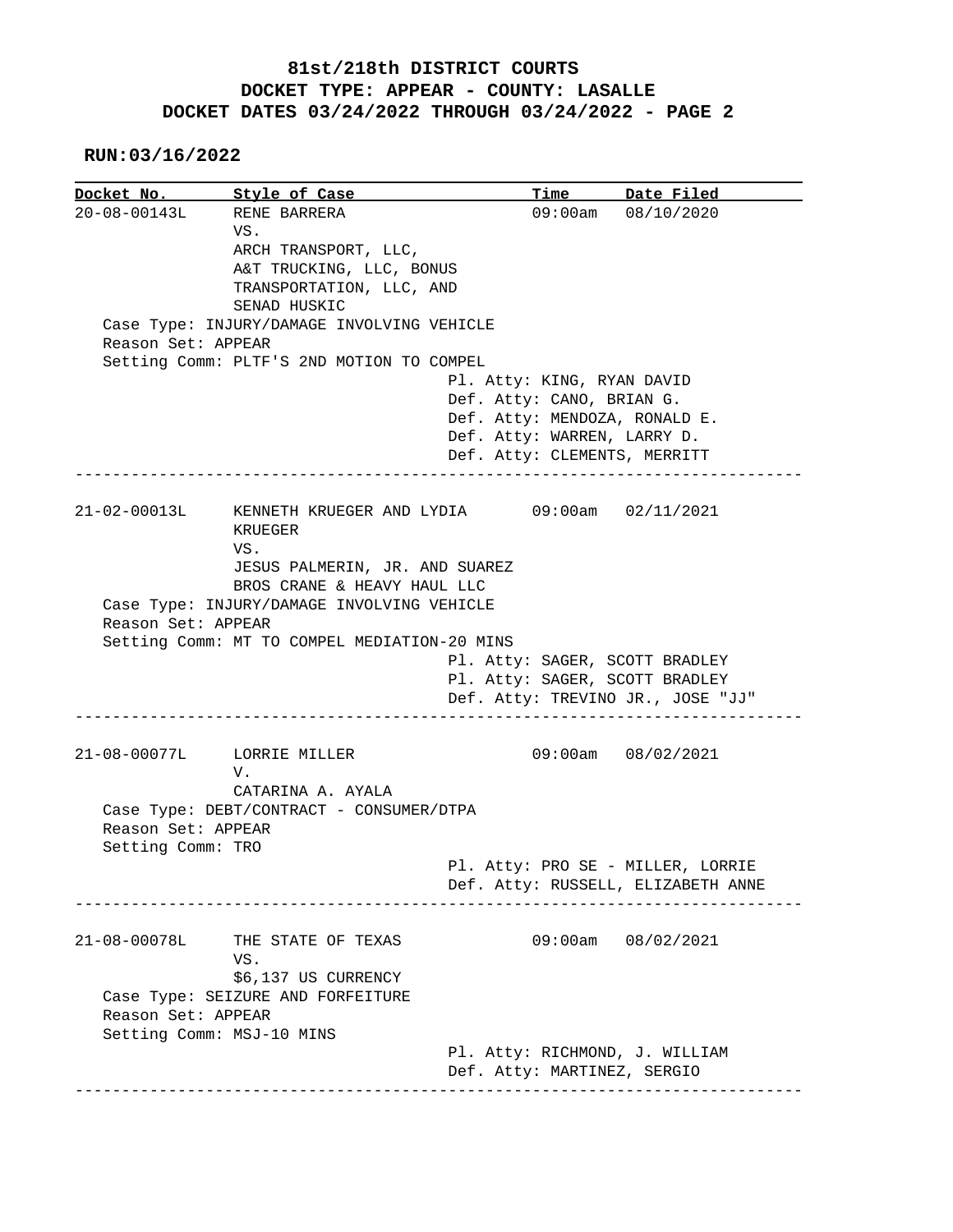# 81st/218th DISTRICT COURTS
## DOCKET TYPE: APPEAR - COUNTY: LASALLE
## DOCKET DATES 03/24/2022 THROUGH 03/24/2022 - PAGE 2

**RUN:03/16/2022**

| Docket No. | Style of Case | Time | Date Filed |
|---|---|---|---|
| 20-08-00143L | RENE BARRERA VS. ARCH TRANSPORT, LLC, A&T TRUCKING, LLC, BONUS TRANSPORTATION, LLC, AND SENAD HUSKIC | 09:00am | 08/10/2020 |

Case Type: INJURY/DAMAGE INVOLVING VEHICLE
Reason Set: APPEAR
Setting Comm: PLTF'S 2ND MOTION TO COMPEL

Pl. Atty: KING, RYAN DAVID
Def. Atty: CANO, BRIAN G.
Def. Atty: MENDOZA, RONALD E.
Def. Atty: WARREN, LARRY D.
Def. Atty: CLEMENTS, MERRITT

---

| Docket No. | Style of Case | Time | Date Filed |
|---|---|---|---|
| 21-02-00013L | KENNETH KRUEGER AND LYDIA KRUEGER VS. JESUS PALMERIN, JR. AND SUAREZ BROS CRANE & HEAVY HAUL LLC | 09:00am | 02/11/2021 |

Case Type: INJURY/DAMAGE INVOLVING VEHICLE
Reason Set: APPEAR
Setting Comm: MT TO COMPEL MEDIATION-20 MINS

Pl. Atty: SAGER, SCOTT BRADLEY
Pl. Atty: SAGER, SCOTT BRADLEY
Def. Atty: TREVINO JR., JOSE "JJ"

---

| Docket No. | Style of Case | Time | Date Filed |
|---|---|---|---|
| 21-08-00077L | LORRIE MILLER V. CATARINA A. AYALA | 09:00am | 08/02/2021 |

Case Type: DEBT/CONTRACT - CONSUMER/DTPA
Reason Set: APPEAR
Setting Comm: TRO

Pl. Atty: PRO SE - MILLER, LORRIE
Def. Atty: RUSSELL, ELIZABETH ANNE

---

| Docket No. | Style of Case | Time | Date Filed |
|---|---|---|---|
| 21-08-00078L | THE STATE OF TEXAS VS. $6,137 US CURRENCY | 09:00am | 08/02/2021 |

Case Type: SEIZURE AND FORFEITURE
Reason Set: APPEAR
Setting Comm: MSJ-10 MINS

Pl. Atty: RICHMOND, J. WILLIAM
Def. Atty: MARTINEZ, SERGIO

---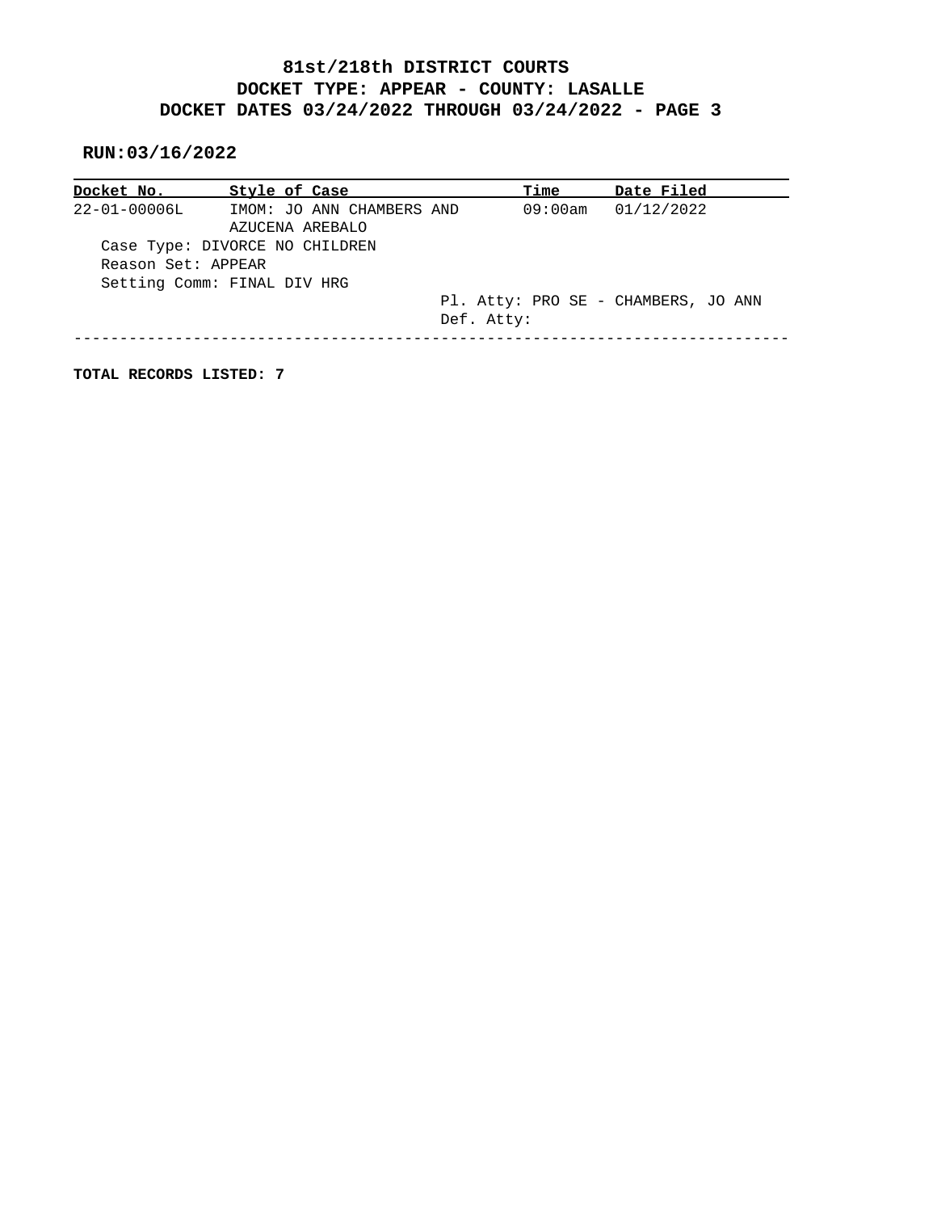# 81st/218th DISTRICT COURTS

## DOCKET TYPE: APPEAR - COUNTY: LASALLE

## DOCKET DATES 03/24/2022 THROUGH 03/24/2022 - PAGE 3

**RUN:03/16/2022**

| Docket No. | Style of Case | Time | Date Filed |
|---|---|---|---|
| 22-01-00006L | IMOM: JO ANN CHAMBERS AND AZUCENA AREBALO | 09:00am | 01/12/2022 |

Case Type: DIVORCE NO CHILDREN
Reason Set: APPEAR
Setting Comm: FINAL DIV HRG

Pl. Atty: PRO SE - CHAMBERS, JO ANN
Def. Atty:

---

**TOTAL RECORDS LISTED: 7**